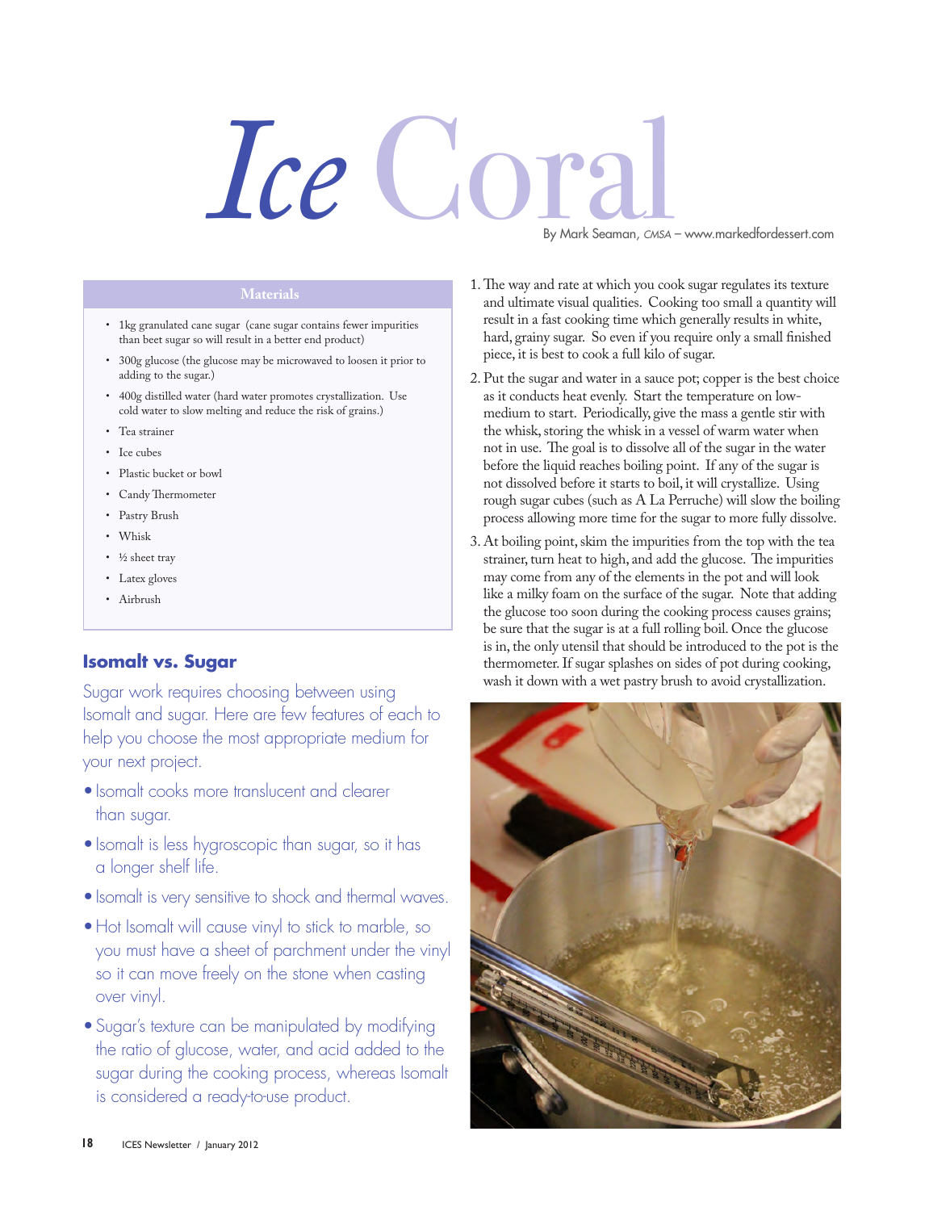# *Ice* Coral

By Mark Seaman, CMSA – www.markedfordessert.com

## Materials

- 1kg granulated cane sugar (cane sugar contains fewer impurities than beet sugar so will result in a better end product)
- 300g glucose (the glucose may be microwaved to loosen it prior to adding to the sugar.)
- 400g distilled water (hard water promotes crystallization. Use cold water to slow melting and reduce the risk of grains.)
- Tea strainer
- Ice cubes
- Plastic bucket or bowl
- Candy Thermometer
- Pastry Brush
- Whisk
- ½ sheet tray
- Latex gloves
- Airbrush

## Isomalt vs. Sugar

Sugar work requires choosing between using Isomalt and sugar. Here are few features of each to help you choose the most appropriate medium for your next project.

- Isomalt cooks more translucent and clearer than sugar.
- Isomalt is less hygroscopic than sugar, so it has a longer shelf life.
- Isomalt is very sensitive to shock and thermal waves.
- Hot Isomalt will cause vinyl to stick to marble, so you must have a sheet of parchment under the vinyl so it can move freely on the stone when casting over vinyl.
- Sugar's texture can be manipulated by modifying the ratio of glucose, water, and acid added to the sugar during the cooking process, whereas Isomalt is considered a ready-to-use product.

1. The way and rate at which you cook sugar regulates its texture and ultimate visual qualities. Cooking too small a quantity will result in a fast cooking time which generally results in white, hard, grainy sugar. So even if you require only a small finished piece, it is best to cook a full kilo of sugar.
2. Put the sugar and water in a sauce pot; copper is the best choice as it conducts heat evenly. Start the temperature on low-medium to start. Periodically, give the mass a gentle stir with the whisk, storing the whisk in a vessel of warm water when not in use. The goal is to dissolve all of the sugar in the water before the liquid reaches boiling point. If any of the sugar is not dissolved before it starts to boil, it will crystallize. Using rough sugar cubes (such as A La Perruche) will slow the boiling process allowing more time for the sugar to more fully dissolve.
3. At boiling point, skim the impurities from the top with the tea strainer, turn heat to high, and add the glucose. The impurities may come from any of the elements in the pot and will look like a milky foam on the surface of the sugar. Note that adding the glucose too soon during the cooking process causes grains; be sure that the sugar is at a full rolling boil. Once the glucose is in, the only utensil that should be introduced to the pot is the thermometer. If sugar splashes on sides of pot during cooking, wash it down with a wet pastry brush to avoid crystallization.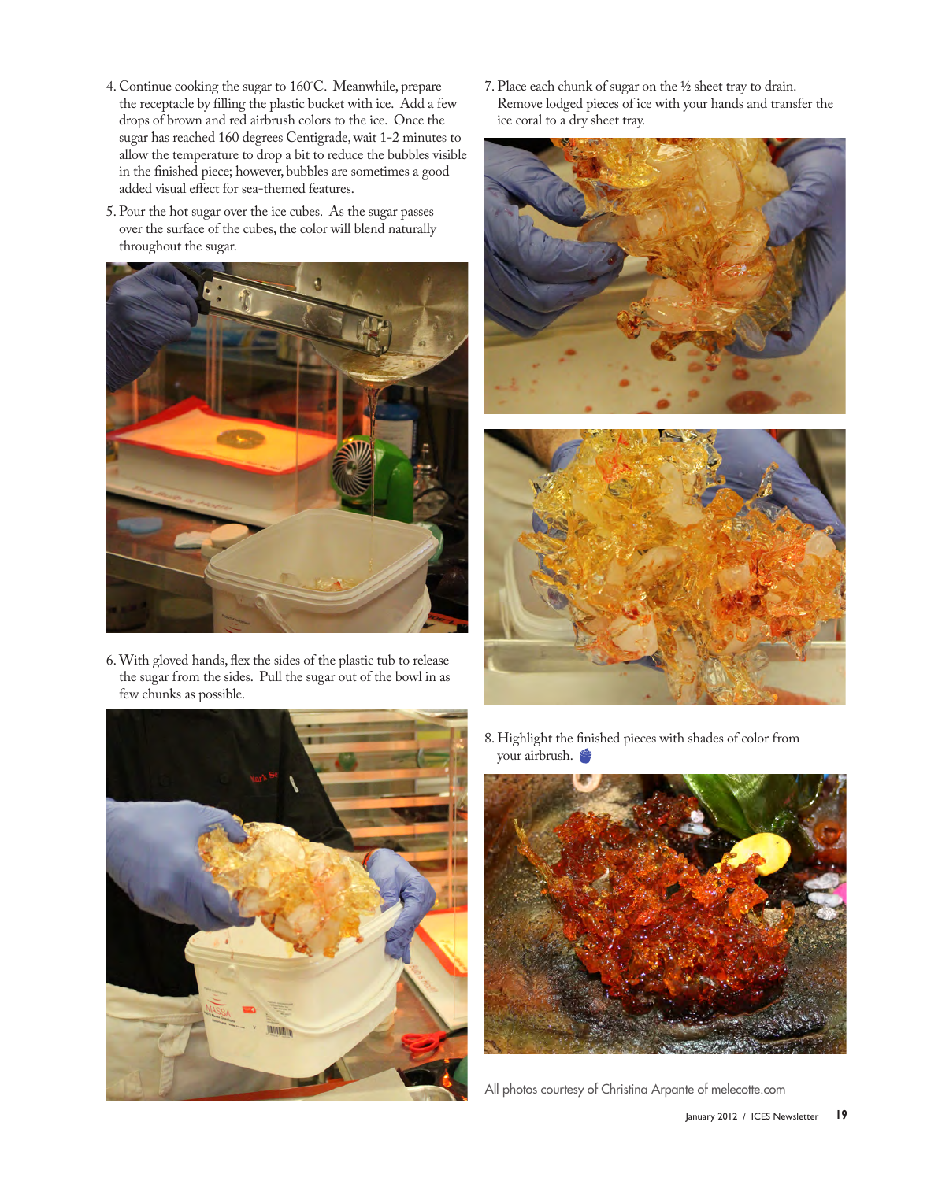4. Continue cooking the sugar to 160˚C. Meanwhile, prepare the receptacle by filling the plastic bucket with ice. Add a few drops of brown and red airbrush colors to the ice. Once the sugar has reached 160 degrees Centigrade, wait 1-2 minutes to allow the temperature to drop a bit to reduce the bubbles visible in the finished piece; however, bubbles are sometimes a good added visual effect for sea-themed features.

5. Pour the hot sugar over the ice cubes. As the sugar passes over the surface of the cubes, the color will blend naturally throughout the sugar.

6. With gloved hands, flex the sides of the plastic tub to release the sugar from the sides. Pull the sugar out of the bowl in as few chunks as possible.

7. Place each chunk of sugar on the ½ sheet tray to drain. Remove lodged pieces of ice with your hands and transfer the ice coral to a dry sheet tray.

8. Highlight the finished pieces with shades of color from your airbrush.

All photos courtesy of Christina Arpante of melecotte.com